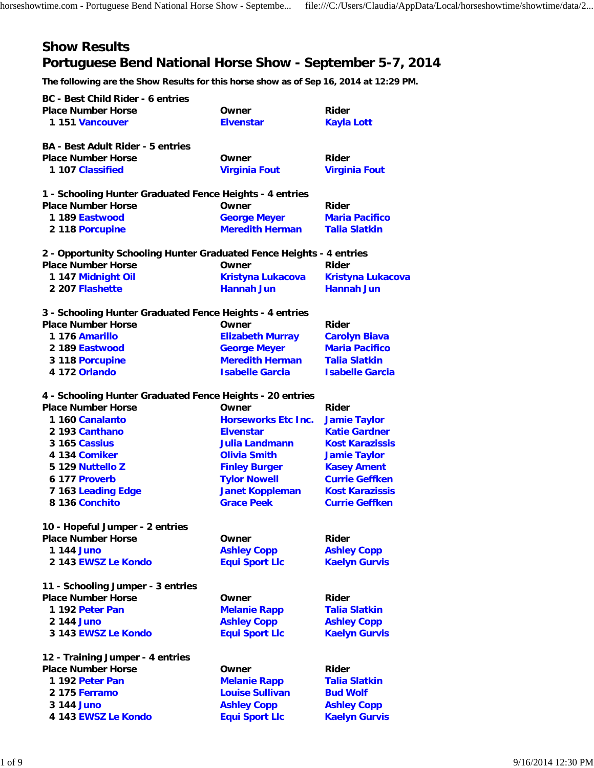# Show Results

# Portuguese Bend National Horse Show - September 5-7, 2014

**The following are the Show Results for this horse show as of Sep 16, 2014 at 12:29 PM.**

**BC - Best Child Rider - 6 entries**

| Place | Number | Horse | Owner | Rider |
|---|---|---|---|---|
| 1 | 151 | Vancouver | Elvenstar | Kayla Lott |

**BA - Best Adult Rider - 5 entries**

| Place | Number | Horse | Owner | Rider |
|---|---|---|---|---|
| 1 | 107 | Classified | Virginia Fout | Virginia Fout |

**1 - Schooling Hunter Graduated Fence Heights - 4 entries**

| Place | Number | Horse | Owner | Rider |
|---|---|---|---|---|
| 1 | 189 | Eastwood | George Meyer | Maria Pacifico |
| 2 | 118 | Porcupine | Meredith Herman | Talia Slatkin |

**2 - Opportunity Schooling Hunter Graduated Fence Heights - 4 entries**

| Place | Number | Horse | Owner | Rider |
|---|---|---|---|---|
| 1 | 147 | Midnight Oil | Kristyna Lukacova | Kristyna Lukacova |
| 2 | 207 | Flashette | Hannah Jun | Hannah Jun |

**3 - Schooling Hunter Graduated Fence Heights - 4 entries**

| Place | Number | Horse | Owner | Rider |
|---|---|---|---|---|
| 1 | 176 | Amarillo | Elizabeth Murray | Carolyn Biava |
| 2 | 189 | Eastwood | George Meyer | Maria Pacifico |
| 3 | 118 | Porcupine | Meredith Herman | Talia Slatkin |
| 4 | 172 | Orlando | Isabelle Garcia | Isabelle Garcia |

**4 - Schooling Hunter Graduated Fence Heights - 20 entries**

| Place | Number | Horse | Owner | Rider |
|---|---|---|---|---|
| 1 | 160 | Canalanto | Horseworks Etc Inc. | Jamie Taylor |
| 2 | 193 | Canthano | Elvenstar | Katie Gardner |
| 3 | 165 | Cassius | Julia Landmann | Kost Karazissis |
| 4 | 134 | Comiker | Olivia Smith | Jamie Taylor |
| 5 | 129 | Nuttello Z | Finley Burger | Kasey Ament |
| 6 | 177 | Proverb | Tylor Nowell | Currie Geffken |
| 7 | 163 | Leading Edge | Janet Koppleman | Kost Karazissis |
| 8 | 136 | Conchito | Grace Peek | Currie Geffken |

**10 - Hopeful Jumper - 2 entries**

| Place | Number | Horse | Owner | Rider |
|---|---|---|---|---|
| 1 | 144 | Juno | Ashley Copp | Ashley Copp |
| 2 | 143 | EWSZ Le Kondo | Equi Sport Llc | Kaelyn Gurvis |

**11 - Schooling Jumper - 3 entries**

| Place | Number | Horse | Owner | Rider |
|---|---|---|---|---|
| 1 | 192 | Peter Pan | Melanie Rapp | Talia Slatkin |
| 2 | 144 | Juno | Ashley Copp | Ashley Copp |
| 3 | 143 | EWSZ Le Kondo | Equi Sport Llc | Kaelyn Gurvis |

**12 - Training Jumper - 4 entries**

| Place | Number | Horse | Owner | Rider |
|---|---|---|---|---|
| 1 | 192 | Peter Pan | Melanie Rapp | Talia Slatkin |
| 2 | 175 | Ferramo | Louise Sullivan | Bud Wolf |
| 3 | 144 | Juno | Ashley Copp | Ashley Copp |
| 4 | 143 | EWSZ Le Kondo | Equi Sport Llc | Kaelyn Gurvis |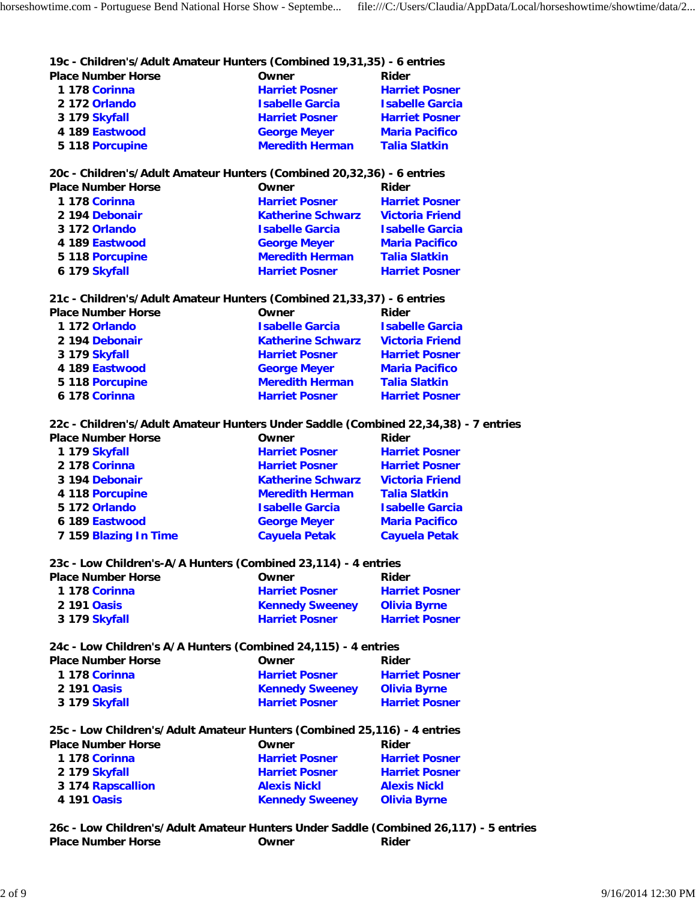### 19c - Children's/Adult Amateur Hunters (Combined 19,31,35) - 6 entries

| Place | Number | Horse | Owner | Rider |
|---|---|---|---|---|
| 1 | 178 | Corinna | Harriet Posner | Harriet Posner |
| 2 | 172 | Orlando | Isabelle Garcia | Isabelle Garcia |
| 3 | 179 | Skyfall | Harriet Posner | Harriet Posner |
| 4 | 189 | Eastwood | George Meyer | Maria Pacifico |
| 5 | 118 | Porcupine | Meredith Herman | Talia Slatkin |

### 20c - Children's/Adult Amateur Hunters (Combined 20,32,36) - 6 entries

| Place | Number | Horse | Owner | Rider |
|---|---|---|---|---|
| 1 | 178 | Corinna | Harriet Posner | Harriet Posner |
| 2 | 194 | Debonair | Katherine Schwarz | Victoria Friend |
| 3 | 172 | Orlando | Isabelle Garcia | Isabelle Garcia |
| 4 | 189 | Eastwood | George Meyer | Maria Pacifico |
| 5 | 118 | Porcupine | Meredith Herman | Talia Slatkin |
| 6 | 179 | Skyfall | Harriet Posner | Harriet Posner |

### 21c - Children's/Adult Amateur Hunters (Combined 21,33,37) - 6 entries

| Place | Number | Horse | Owner | Rider |
|---|---|---|---|---|
| 1 | 172 | Orlando | Isabelle Garcia | Isabelle Garcia |
| 2 | 194 | Debonair | Katherine Schwarz | Victoria Friend |
| 3 | 179 | Skyfall | Harriet Posner | Harriet Posner |
| 4 | 189 | Eastwood | George Meyer | Maria Pacifico |
| 5 | 118 | Porcupine | Meredith Herman | Talia Slatkin |
| 6 | 178 | Corinna | Harriet Posner | Harriet Posner |

### 22c - Children's/Adult Amateur Hunters Under Saddle (Combined 22,34,38) - 7 entries

| Place | Number | Horse | Owner | Rider |
|---|---|---|---|---|
| 1 | 179 | Skyfall | Harriet Posner | Harriet Posner |
| 2 | 178 | Corinna | Harriet Posner | Harriet Posner |
| 3 | 194 | Debonair | Katherine Schwarz | Victoria Friend |
| 4 | 118 | Porcupine | Meredith Herman | Talia Slatkin |
| 5 | 172 | Orlando | Isabelle Garcia | Isabelle Garcia |
| 6 | 189 | Eastwood | George Meyer | Maria Pacifico |
| 7 | 159 | Blazing In Time | Cayuela Petak | Cayuela Petak |

### 23c - Low Children's-A/A Hunters (Combined 23,114) - 4 entries

| Place | Number | Horse | Owner | Rider |
|---|---|---|---|---|
| 1 | 178 | Corinna | Harriet Posner | Harriet Posner |
| 2 | 191 | Oasis | Kennedy Sweeney | Olivia Byrne |
| 3 | 179 | Skyfall | Harriet Posner | Harriet Posner |

### 24c - Low Children's A/A Hunters (Combined 24,115) - 4 entries

| Place | Number | Horse | Owner | Rider |
|---|---|---|---|---|
| 1 | 178 | Corinna | Harriet Posner | Harriet Posner |
| 2 | 191 | Oasis | Kennedy Sweeney | Olivia Byrne |
| 3 | 179 | Skyfall | Harriet Posner | Harriet Posner |

### 25c - Low Children's/Adult Amateur Hunters (Combined 25,116) - 4 entries

| Place | Number | Horse | Owner | Rider |
|---|---|---|---|---|
| 1 | 178 | Corinna | Harriet Posner | Harriet Posner |
| 2 | 179 | Skyfall | Harriet Posner | Harriet Posner |
| 3 | 174 | Rapscallion | Alexis Nickl | Alexis Nickl |
| 4 | 191 | Oasis | Kennedy Sweeney | Olivia Byrne |

### 26c - Low Children's/Adult Amateur Hunters Under Saddle (Combined 26,117) - 5 entries

| Place | Number | Horse | Owner | Rider |
|---|---|---|---|---|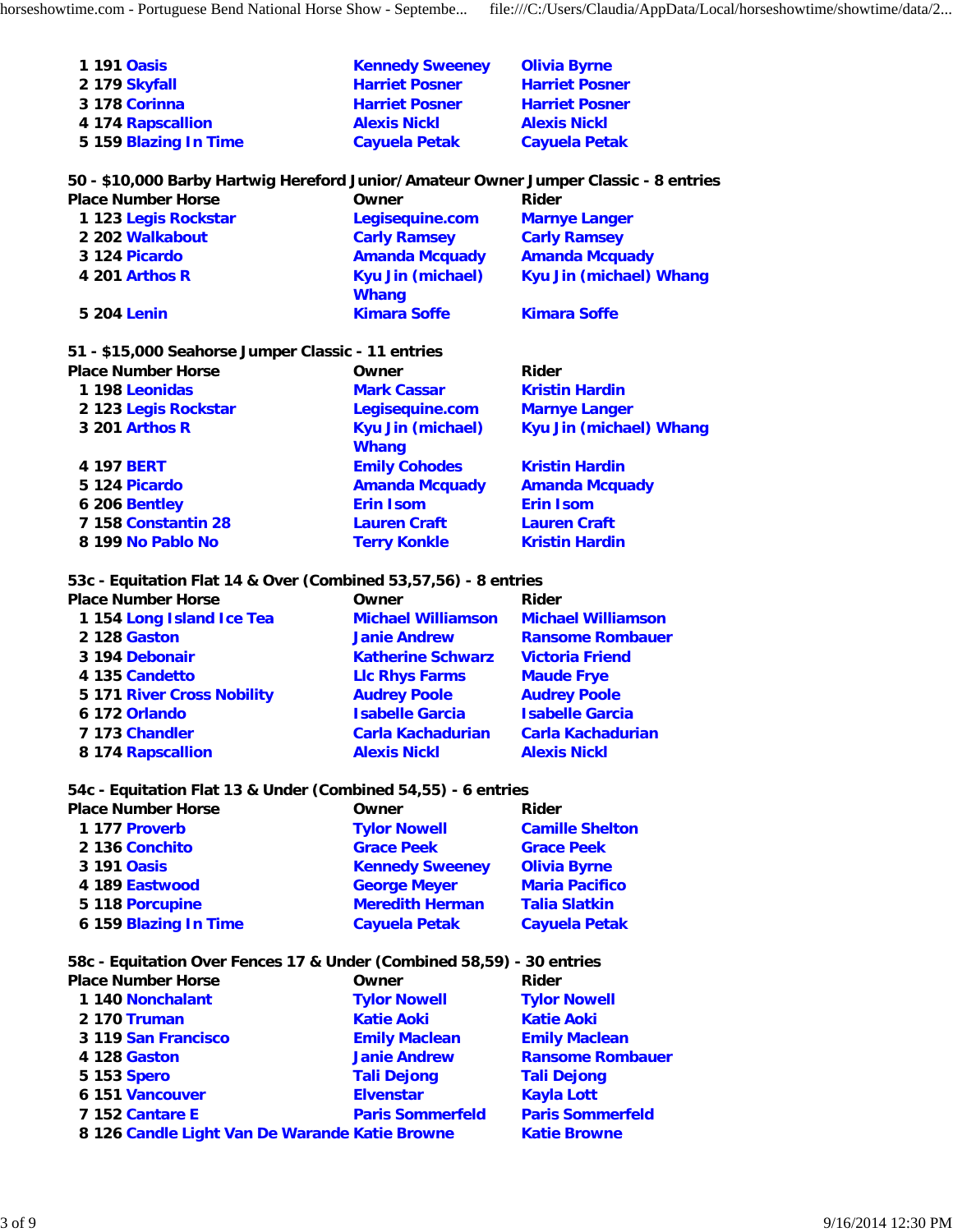| Place | Number | Horse | Owner | Rider |
|---|---|---|---|---|
| 1 | 191 | Oasis | Kennedy Sweeney | Olivia Byrne |
| 2 | 179 | Skyfall | Harriet Posner | Harriet Posner |
| 3 | 178 | Corinna | Harriet Posner | Harriet Posner |
| 4 | 174 | Rapscallion | Alexis Nickl | Alexis Nickl |
| 5 | 159 | Blazing In Time | Cayuela Petak | Cayuela Petak |

**50 - $10,000 Barby Hartwig Hereford Junior/Amateur Owner Jumper Classic - 8 entries**

| Place | Number | Horse | Owner | Rider |
|---|---|---|---|---|
| 1 | 123 | Legis Rockstar | Legisequine.com | Marnye Langer |
| 2 | 202 | Walkabout | Carly Ramsey | Carly Ramsey |
| 3 | 124 | Picardo | Amanda Mcquady | Amanda Mcquady |
| 4 | 201 | Arthos R | Kyu Jin (michael) Whang | Kyu Jin (michael) Whang |
| 5 | 204 | Lenin | Kimara Soffe | Kimara Soffe |

**51 - $15,000 Seahorse Jumper Classic - 11 entries**

| Place | Number | Horse | Owner | Rider |
|---|---|---|---|---|
| 1 | 198 | Leonidas | Mark Cassar | Kristin Hardin |
| 2 | 123 | Legis Rockstar | Legisequine.com | Marnye Langer |
| 3 | 201 | Arthos R | Kyu Jin (michael) Whang | Kyu Jin (michael) Whang |
| 4 | 197 | BERT | Emily Cohodes | Kristin Hardin |
| 5 | 124 | Picardo | Amanda Mcquady | Amanda Mcquady |
| 6 | 206 | Bentley | Erin Isom | Erin Isom |
| 7 | 158 | Constantin 28 | Lauren Craft | Lauren Craft |
| 8 | 199 | No Pablo No | Terry Konkle | Kristin Hardin |

**53c - Equitation Flat 14 & Over (Combined 53,57,56) - 8 entries**

| Place | Number | Horse | Owner | Rider |
|---|---|---|---|---|
| 1 | 154 | Long Island Ice Tea | Michael Williamson | Michael Williamson |
| 2 | 128 | Gaston | Janie Andrew | Ransome Rombauer |
| 3 | 194 | Debonair | Katherine Schwarz | Victoria Friend |
| 4 | 135 | Candetto | Llc Rhys Farms | Maude Frye |
| 5 | 171 | River Cross Nobility | Audrey Poole | Audrey Poole |
| 6 | 172 | Orlando | Isabelle Garcia | Isabelle Garcia |
| 7 | 173 | Chandler | Carla Kachadurian | Carla Kachadurian |
| 8 | 174 | Rapscallion | Alexis Nickl | Alexis Nickl |

**54c - Equitation Flat 13 & Under (Combined 54,55) - 6 entries**

| Place | Number | Horse | Owner | Rider |
|---|---|---|---|---|
| 1 | 177 | Proverb | Tylor Nowell | Camille Shelton |
| 2 | 136 | Conchito | Grace Peek | Grace Peek |
| 3 | 191 | Oasis | Kennedy Sweeney | Olivia Byrne |
| 4 | 189 | Eastwood | George Meyer | Maria Pacifico |
| 5 | 118 | Porcupine | Meredith Herman | Talia Slatkin |
| 6 | 159 | Blazing In Time | Cayuela Petak | Cayuela Petak |

**58c - Equitation Over Fences 17 & Under (Combined 58,59) - 30 entries**

| Place | Number | Horse | Owner | Rider |
|---|---|---|---|---|
| 1 | 140 | Nonchalant | Tylor Nowell | Tylor Nowell |
| 2 | 170 | Truman | Katie Aoki | Katie Aoki |
| 3 | 119 | San Francisco | Emily Maclean | Emily Maclean |
| 4 | 128 | Gaston | Janie Andrew | Ransome Rombauer |
| 5 | 153 | Spero | Tali Dejong | Tali Dejong |
| 6 | 151 | Vancouver | Elvenstar | Kayla Lott |
| 7 | 152 | Cantare E | Paris Sommerfeld | Paris Sommerfeld |
| 8 | 126 | Candle Light Van De Warande | Katie Browne | Katie Browne |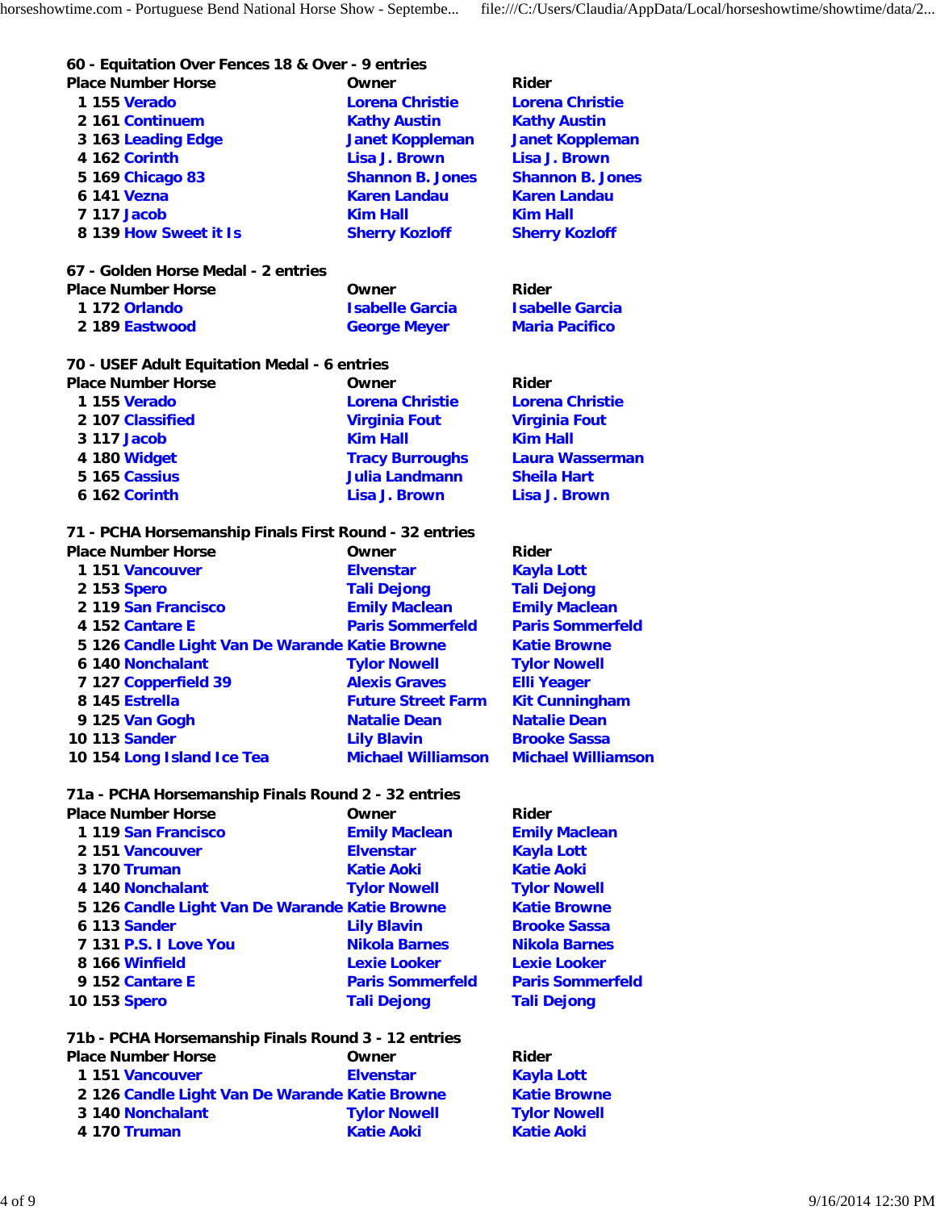### 60 - Equitation Over Fences 18 & Over - 9 entries

| Place | Number | Horse | Owner | Rider |
|---|---|---|---|---|
| 1 | 155 | Verado | Lorena Christie | Lorena Christie |
| 2 | 161 | Continuem | Kathy Austin | Kathy Austin |
| 3 | 163 | Leading Edge | Janet Koppleman | Janet Koppleman |
| 4 | 162 | Corinth | Lisa J. Brown | Lisa J. Brown |
| 5 | 169 | Chicago 83 | Shannon B. Jones | Shannon B. Jones |
| 6 | 141 | Vezna | Karen Landau | Karen Landau |
| 7 | 117 | Jacob | Kim Hall | Kim Hall |
| 8 | 139 | How Sweet it Is | Sherry Kozloff | Sherry Kozloff |

### 67 - Golden Horse Medal - 2 entries

| Place | Number | Horse | Owner | Rider |
|---|---|---|---|---|
| 1 | 172 | Orlando | Isabelle Garcia | Isabelle Garcia |
| 2 | 189 | Eastwood | George Meyer | Maria Pacifico |

### 70 - USEF Adult Equitation Medal - 6 entries

| Place | Number | Horse | Owner | Rider |
|---|---|---|---|---|
| 1 | 155 | Verado | Lorena Christie | Lorena Christie |
| 2 | 107 | Classified | Virginia Fout | Virginia Fout |
| 3 | 117 | Jacob | Kim Hall | Kim Hall |
| 4 | 180 | Widget | Tracy Burroughs | Laura Wasserman |
| 5 | 165 | Cassius | Julia Landmann | Sheila Hart |
| 6 | 162 | Corinth | Lisa J. Brown | Lisa J. Brown |

### 71 - PCHA Horsemanship Finals First Round - 32 entries

| Place | Number | Horse | Owner | Rider |
|---|---|---|---|---|
| 1 | 151 | Vancouver | Elvenstar | Kayla Lott |
| 2 | 153 | Spero | Tali Dejong | Tali Dejong |
| 2 | 119 | San Francisco | Emily Maclean | Emily Maclean |
| 4 | 152 | Cantare E | Paris Sommerfeld | Paris Sommerfeld |
| 5 | 126 | Candle Light Van De Warande | Katie Browne | Katie Browne |
| 6 | 140 | Nonchalant | Tylor Nowell | Tylor Nowell |
| 7 | 127 | Copperfield 39 | Alexis Graves | Elli Yeager |
| 8 | 145 | Estrella | Future Street Farm | Kit Cunningham |
| 9 | 125 | Van Gogh | Natalie Dean | Natalie Dean |
| 10 | 113 | Sander | Lily Blavin | Brooke Sassa |
| 10 | 154 | Long Island Ice Tea | Michael Williamson | Michael Williamson |

### 71a - PCHA Horsemanship Finals Round 2 - 32 entries

| Place | Number | Horse | Owner | Rider |
|---|---|---|---|---|
| 1 | 119 | San Francisco | Emily Maclean | Emily Maclean |
| 2 | 151 | Vancouver | Elvenstar | Kayla Lott |
| 3 | 170 | Truman | Katie Aoki | Katie Aoki |
| 4 | 140 | Nonchalant | Tylor Nowell | Tylor Nowell |
| 5 | 126 | Candle Light Van De Warande | Katie Browne | Katie Browne |
| 6 | 113 | Sander | Lily Blavin | Brooke Sassa |
| 7 | 131 | P.S. I Love You | Nikola Barnes | Nikola Barnes |
| 8 | 166 | Winfield | Lexie Looker | Lexie Looker |
| 9 | 152 | Cantare E | Paris Sommerfeld | Paris Sommerfeld |
| 10 | 153 | Spero | Tali Dejong | Tali Dejong |

### 71b - PCHA Horsemanship Finals Round 3 - 12 entries

| Place | Number | Horse | Owner | Rider |
|---|---|---|---|---|
| 1 | 151 | Vancouver | Elvenstar | Kayla Lott |
| 2 | 126 | Candle Light Van De Warande | Katie Browne | Katie Browne |
| 3 | 140 | Nonchalant | Tylor Nowell | Tylor Nowell |
| 4 | 170 | Truman | Katie Aoki | Katie Aoki |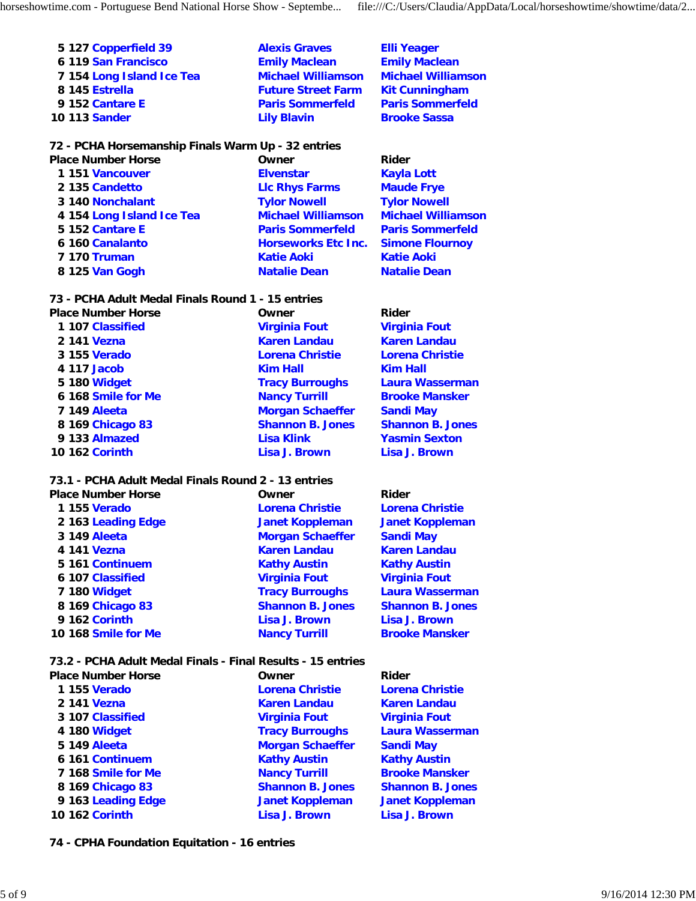| Place | Number | Horse | Owner | Rider |
|---|---|---|---|---|
| 5 | 127 | Copperfield 39 | Alexis Graves | Elli Yeager |
| 6 | 119 | San Francisco | Emily Maclean | Emily Maclean |
| 7 | 154 | Long Island Ice Tea | Michael Williamson | Michael Williamson |
| 8 | 145 | Estrella | Future Street Farm | Kit Cunningham |
| 9 | 152 | Cantare E | Paris Sommerfeld | Paris Sommerfeld |
| 10 | 113 | Sander | Lily Blavin | Brooke Sassa |

## 72 - PCHA Horsemanship Finals Warm Up - 32 entries

| Place | Number | Horse | Owner | Rider |
|---|---|---|---|---|
| 1 | 151 | Vancouver | Elvenstar | Kayla Lott |
| 2 | 135 | Candetto | Llc Rhys Farms | Maude Frye |
| 3 | 140 | Nonchalant | Tylor Nowell | Tylor Nowell |
| 4 | 154 | Long Island Ice Tea | Michael Williamson | Michael Williamson |
| 5 | 152 | Cantare E | Paris Sommerfeld | Paris Sommerfeld |
| 6 | 160 | Canalanto | Horseworks Etc Inc. | Simone Flournoy |
| 7 | 170 | Truman | Katie Aoki | Katie Aoki |
| 8 | 125 | Van Gogh | Natalie Dean | Natalie Dean |

## 73 - PCHA Adult Medal Finals Round 1 - 15 entries

| Place | Number | Horse | Owner | Rider |
|---|---|---|---|---|
| 1 | 107 | Classified | Virginia Fout | Virginia Fout |
| 2 | 141 | Vezna | Karen Landau | Karen Landau |
| 3 | 155 | Verado | Lorena Christie | Lorena Christie |
| 4 | 117 | Jacob | Kim Hall | Kim Hall |
| 5 | 180 | Widget | Tracy Burroughs | Laura Wasserman |
| 6 | 168 | Smile for Me | Nancy Turrill | Brooke Mansker |
| 7 | 149 | Aleeta | Morgan Schaeffer | Sandi May |
| 8 | 169 | Chicago 83 | Shannon B. Jones | Shannon B. Jones |
| 9 | 133 | Almazed | Lisa Klink | Yasmin Sexton |
| 10 | 162 | Corinth | Lisa J. Brown | Lisa J. Brown |

## 73.1 - PCHA Adult Medal Finals Round 2 - 13 entries

| Place | Number | Horse | Owner | Rider |
|---|---|---|---|---|
| 1 | 155 | Verado | Lorena Christie | Lorena Christie |
| 2 | 163 | Leading Edge | Janet Koppleman | Janet Koppleman |
| 3 | 149 | Aleeta | Morgan Schaeffer | Sandi May |
| 4 | 141 | Vezna | Karen Landau | Karen Landau |
| 5 | 161 | Continuem | Kathy Austin | Kathy Austin |
| 6 | 107 | Classified | Virginia Fout | Virginia Fout |
| 7 | 180 | Widget | Tracy Burroughs | Laura Wasserman |
| 8 | 169 | Chicago 83 | Shannon B. Jones | Shannon B. Jones |
| 9 | 162 | Corinth | Lisa J. Brown | Lisa J. Brown |
| 10 | 168 | Smile for Me | Nancy Turrill | Brooke Mansker |

## 73.2 - PCHA Adult Medal Finals - Final Results - 15 entries

| Place | Number | Horse | Owner | Rider |
|---|---|---|---|---|
| 1 | 155 | Verado | Lorena Christie | Lorena Christie |
| 2 | 141 | Vezna | Karen Landau | Karen Landau |
| 3 | 107 | Classified | Virginia Fout | Virginia Fout |
| 4 | 180 | Widget | Tracy Burroughs | Laura Wasserman |
| 5 | 149 | Aleeta | Morgan Schaeffer | Sandi May |
| 6 | 161 | Continuem | Kathy Austin | Kathy Austin |
| 7 | 168 | Smile for Me | Nancy Turrill | Brooke Mansker |
| 8 | 169 | Chicago 83 | Shannon B. Jones | Shannon B. Jones |
| 9 | 163 | Leading Edge | Janet Koppleman | Janet Koppleman |
| 10 | 162 | Corinth | Lisa J. Brown | Lisa J. Brown |

## 74 - CPHA Foundation Equitation - 16 entries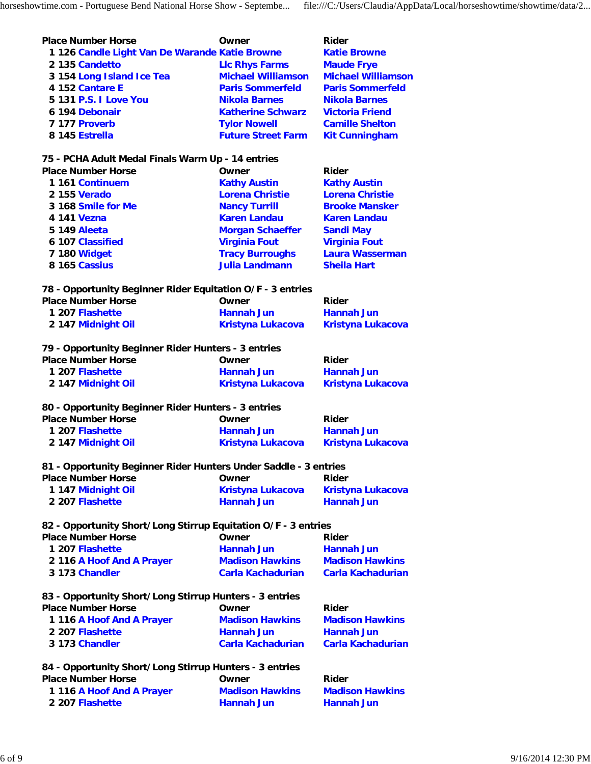| Place | Number | Horse | Owner | Rider |
|---|---|---|---|---|
| 1 | 126 | Candle Light Van De Warande | Katie Browne | Katie Browne |
| 2 | 135 | Candetto | Llc Rhys Farms | Maude Frye |
| 3 | 154 | Long Island Ice Tea | Michael Williamson | Michael Williamson |
| 4 | 152 | Cantare E | Paris Sommerfeld | Paris Sommerfeld |
| 5 | 131 | P.S. I Love You | Nikola Barnes | Nikola Barnes |
| 6 | 194 | Debonair | Katherine Schwarz | Victoria Friend |
| 7 | 177 | Proverb | Tylor Nowell | Camille Shelton |
| 8 | 145 | Estrella | Future Street Farm | Kit Cunningham |

**75 - PCHA Adult Medal Finals Warm Up - 14 entries**

| Place | Number | Horse | Owner | Rider |
|---|---|---|---|---|
| 1 | 161 | Continuem | Kathy Austin | Kathy Austin |
| 2 | 155 | Verado | Lorena Christie | Lorena Christie |
| 3 | 168 | Smile for Me | Nancy Turrill | Brooke Mansker |
| 4 | 141 | Vezna | Karen Landau | Karen Landau |
| 5 | 149 | Aleeta | Morgan Schaeffer | Sandi May |
| 6 | 107 | Classified | Virginia Fout | Virginia Fout |
| 7 | 180 | Widget | Tracy Burroughs | Laura Wasserman |
| 8 | 165 | Cassius | Julia Landmann | Sheila Hart |

**78 - Opportunity Beginner Rider Equitation O/F - 3 entries**

| Place | Number | Horse | Owner | Rider |
|---|---|---|---|---|
| 1 | 207 | Flashette | Hannah Jun | Hannah Jun |
| 2 | 147 | Midnight Oil | Kristyna Lukacova | Kristyna Lukacova |

**79 - Opportunity Beginner Rider Hunters - 3 entries**

| Place | Number | Horse | Owner | Rider |
|---|---|---|---|---|
| 1 | 207 | Flashette | Hannah Jun | Hannah Jun |
| 2 | 147 | Midnight Oil | Kristyna Lukacova | Kristyna Lukacova |

**80 - Opportunity Beginner Rider Hunters - 3 entries**

| Place | Number | Horse | Owner | Rider |
|---|---|---|---|---|
| 1 | 207 | Flashette | Hannah Jun | Hannah Jun |
| 2 | 147 | Midnight Oil | Kristyna Lukacova | Kristyna Lukacova |

**81 - Opportunity Beginner Rider Hunters Under Saddle - 3 entries**

| Place | Number | Horse | Owner | Rider |
|---|---|---|---|---|
| 1 | 147 | Midnight Oil | Kristyna Lukacova | Kristyna Lukacova |
| 2 | 207 | Flashette | Hannah Jun | Hannah Jun |

**82 - Opportunity Short/Long Stirrup Equitation O/F - 3 entries**

| Place | Number | Horse | Owner | Rider |
|---|---|---|---|---|
| 1 | 207 | Flashette | Hannah Jun | Hannah Jun |
| 2 | 116 | A Hoof And A Prayer | Madison Hawkins | Madison Hawkins |
| 3 | 173 | Chandler | Carla Kachadurian | Carla Kachadurian |

**83 - Opportunity Short/Long Stirrup Hunters - 3 entries**

| Place | Number | Horse | Owner | Rider |
|---|---|---|---|---|
| 1 | 116 | A Hoof And A Prayer | Madison Hawkins | Madison Hawkins |
| 2 | 207 | Flashette | Hannah Jun | Hannah Jun |
| 3 | 173 | Chandler | Carla Kachadurian | Carla Kachadurian |

**84 - Opportunity Short/Long Stirrup Hunters - 3 entries**

| Place | Number | Horse | Owner | Rider |
|---|---|---|---|---|
| 1 | 116 | A Hoof And A Prayer | Madison Hawkins | Madison Hawkins |
| 2 | 207 | Flashette | Hannah Jun | Hannah Jun |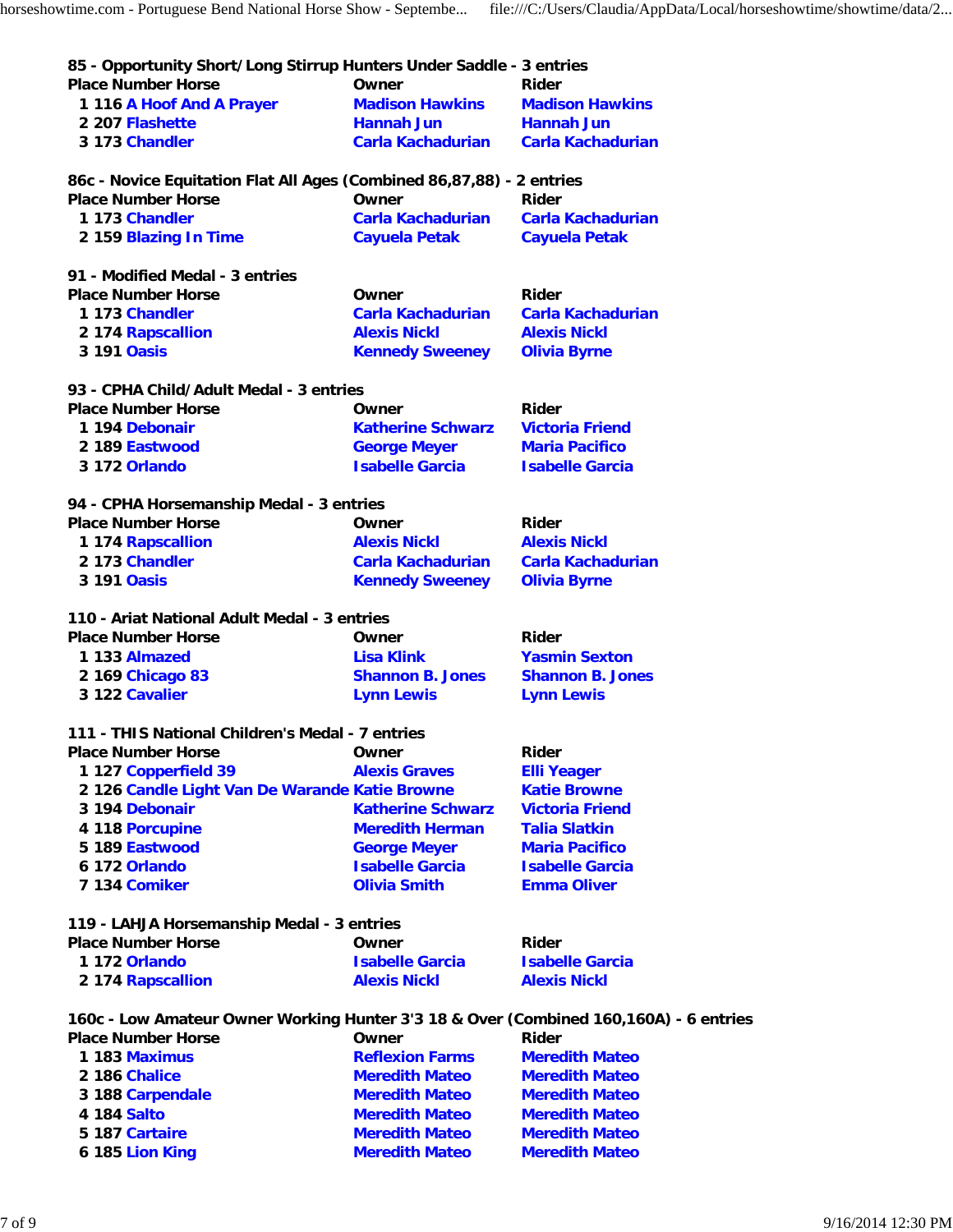### 85 - Opportunity Short/Long Stirrup Hunters Under Saddle - 3 entries

| Place | Number | Horse | Owner | Rider |
|---|---|---|---|---|
| 1 | 116 | A Hoof And A Prayer | Madison Hawkins | Madison Hawkins |
| 2 | 207 | Flashette | Hannah Jun | Hannah Jun |
| 3 | 173 | Chandler | Carla Kachadurian | Carla Kachadurian |

### 86c - Novice Equitation Flat All Ages (Combined 86,87,88) - 2 entries

| Place | Number | Horse | Owner | Rider |
|---|---|---|---|---|
| 1 | 173 | Chandler | Carla Kachadurian | Carla Kachadurian |
| 2 | 159 | Blazing In Time | Cayuela Petak | Cayuela Petak |

### 91 - Modified Medal - 3 entries

| Place | Number | Horse | Owner | Rider |
|---|---|---|---|---|
| 1 | 173 | Chandler | Carla Kachadurian | Carla Kachadurian |
| 2 | 174 | Rapscallion | Alexis Nickl | Alexis Nickl |
| 3 | 191 | Oasis | Kennedy Sweeney | Olivia Byrne |

### 93 - CPHA Child/Adult Medal - 3 entries

| Place | Number | Horse | Owner | Rider |
|---|---|---|---|---|
| 1 | 194 | Debonair | Katherine Schwarz | Victoria Friend |
| 2 | 189 | Eastwood | George Meyer | Maria Pacifico |
| 3 | 172 | Orlando | Isabelle Garcia | Isabelle Garcia |

### 94 - CPHA Horsemanship Medal - 3 entries

| Place | Number | Horse | Owner | Rider |
|---|---|---|---|---|
| 1 | 174 | Rapscallion | Alexis Nickl | Alexis Nickl |
| 2 | 173 | Chandler | Carla Kachadurian | Carla Kachadurian |
| 3 | 191 | Oasis | Kennedy Sweeney | Olivia Byrne |

### 110 - Ariat National Adult Medal - 3 entries

| Place | Number | Horse | Owner | Rider |
|---|---|---|---|---|
| 1 | 133 | Almazed | Lisa Klink | Yasmin Sexton |
| 2 | 169 | Chicago 83 | Shannon B. Jones | Shannon B. Jones |
| 3 | 122 | Cavalier | Lynn Lewis | Lynn Lewis |

### 111 - THIS National Children's Medal - 7 entries

| Place | Number | Horse | Owner | Rider |
|---|---|---|---|---|
| 1 | 127 | Copperfield 39 | Alexis Graves | Elli Yeager |
| 2 | 126 | Candle Light Van De Warande | Katie Browne | Katie Browne |
| 3 | 194 | Debonair | Katherine Schwarz | Victoria Friend |
| 4 | 118 | Porcupine | Meredith Herman | Talia Slatkin |
| 5 | 189 | Eastwood | George Meyer | Maria Pacifico |
| 6 | 172 | Orlando | Isabelle Garcia | Isabelle Garcia |
| 7 | 134 | Comiker | Olivia Smith | Emma Oliver |

### 119 - LAHJA Horsemanship Medal - 3 entries

| Place | Number | Horse | Owner | Rider |
|---|---|---|---|---|
| 1 | 172 | Orlando | Isabelle Garcia | Isabelle Garcia |
| 2 | 174 | Rapscallion | Alexis Nickl | Alexis Nickl |

### 160c - Low Amateur Owner Working Hunter 3'3 18 & Over (Combined 160,160A) - 6 entries

| Place | Number | Horse | Owner | Rider |
|---|---|---|---|---|
| 1 | 183 | Maximus | Reflexion Farms | Meredith Mateo |
| 2 | 186 | Chalice | Meredith Mateo | Meredith Mateo |
| 3 | 188 | Carpendale | Meredith Mateo | Meredith Mateo |
| 4 | 184 | Salto | Meredith Mateo | Meredith Mateo |
| 5 | 187 | Cartaire | Meredith Mateo | Meredith Mateo |
| 6 | 185 | Lion King | Meredith Mateo | Meredith Mateo |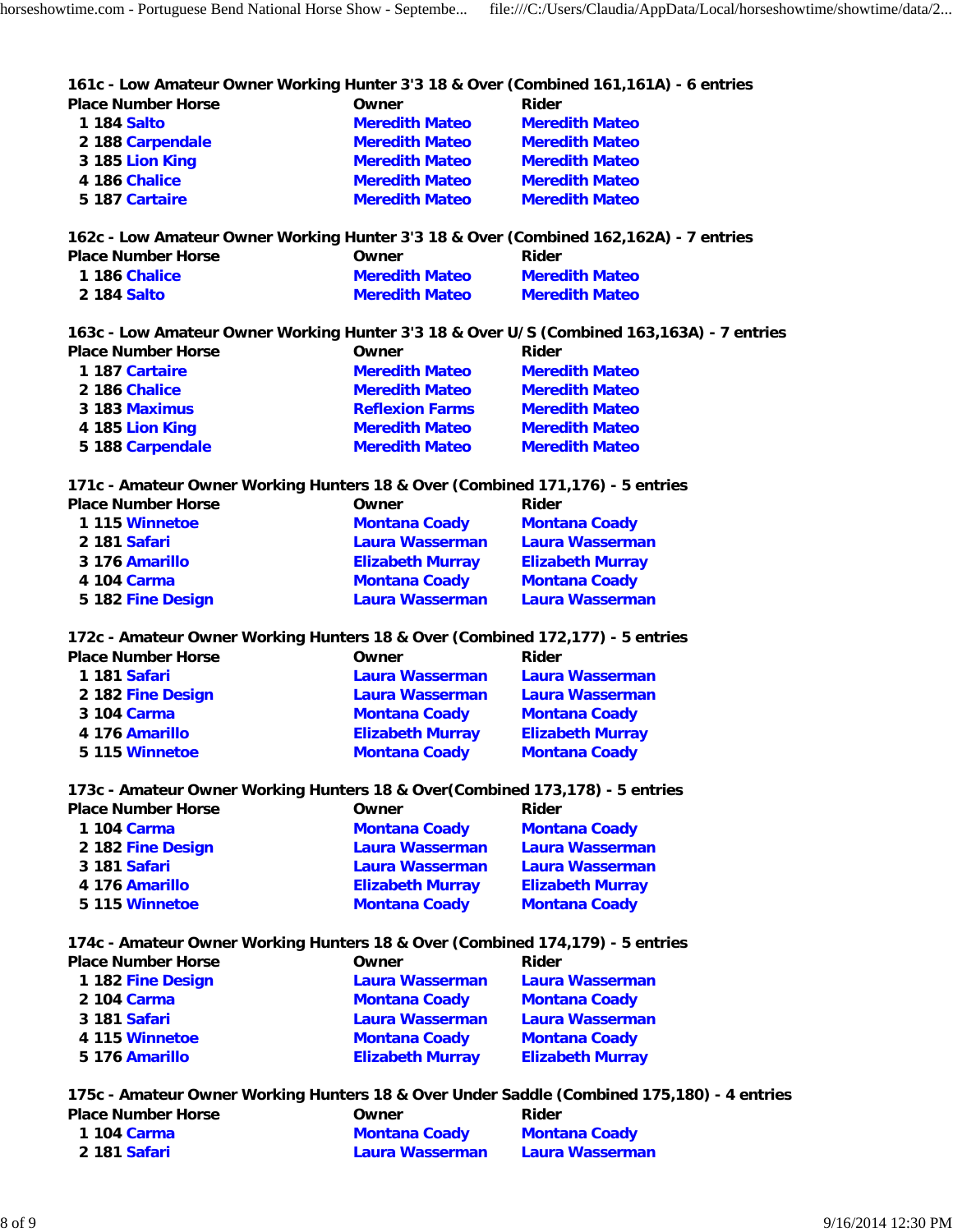### 161c - Low Amateur Owner Working Hunter 3'3 18 & Over (Combined 161,161A) - 6 entries

| Place | Number | Horse | Owner | Rider |
|---|---|---|---|---|
| 1 | 184 | Salto | Meredith Mateo | Meredith Mateo |
| 2 | 188 | Carpendale | Meredith Mateo | Meredith Mateo |
| 3 | 185 | Lion King | Meredith Mateo | Meredith Mateo |
| 4 | 186 | Chalice | Meredith Mateo | Meredith Mateo |
| 5 | 187 | Cartaire | Meredith Mateo | Meredith Mateo |

### 162c - Low Amateur Owner Working Hunter 3'3 18 & Over (Combined 162,162A) - 7 entries

| Place | Number | Horse | Owner | Rider |
|---|---|---|---|---|
| 1 | 186 | Chalice | Meredith Mateo | Meredith Mateo |
| 2 | 184 | Salto | Meredith Mateo | Meredith Mateo |

### 163c - Low Amateur Owner Working Hunter 3'3 18 & Over U/S (Combined 163,163A) - 7 entries

| Place | Number | Horse | Owner | Rider |
|---|---|---|---|---|
| 1 | 187 | Cartaire | Meredith Mateo | Meredith Mateo |
| 2 | 186 | Chalice | Meredith Mateo | Meredith Mateo |
| 3 | 183 | Maximus | Reflexion Farms | Meredith Mateo |
| 4 | 185 | Lion King | Meredith Mateo | Meredith Mateo |
| 5 | 188 | Carpendale | Meredith Mateo | Meredith Mateo |

### 171c - Amateur Owner Working Hunters 18 & Over (Combined 171,176) - 5 entries

| Place | Number | Horse | Owner | Rider |
|---|---|---|---|---|
| 1 | 115 | Winnetoe | Montana Coady | Montana Coady |
| 2 | 181 | Safari | Laura Wasserman | Laura Wasserman |
| 3 | 176 | Amarillo | Elizabeth Murray | Elizabeth Murray |
| 4 | 104 | Carma | Montana Coady | Montana Coady |
| 5 | 182 | Fine Design | Laura Wasserman | Laura Wasserman |

### 172c - Amateur Owner Working Hunters 18 & Over (Combined 172,177) - 5 entries

| Place | Number | Horse | Owner | Rider |
|---|---|---|---|---|
| 1 | 181 | Safari | Laura Wasserman | Laura Wasserman |
| 2 | 182 | Fine Design | Laura Wasserman | Laura Wasserman |
| 3 | 104 | Carma | Montana Coady | Montana Coady |
| 4 | 176 | Amarillo | Elizabeth Murray | Elizabeth Murray |
| 5 | 115 | Winnetoe | Montana Coady | Montana Coady |

### 173c - Amateur Owner Working Hunters 18 & Over(Combined 173,178) - 5 entries

| Place | Number | Horse | Owner | Rider |
|---|---|---|---|---|
| 1 | 104 | Carma | Montana Coady | Montana Coady |
| 2 | 182 | Fine Design | Laura Wasserman | Laura Wasserman |
| 3 | 181 | Safari | Laura Wasserman | Laura Wasserman |
| 4 | 176 | Amarillo | Elizabeth Murray | Elizabeth Murray |
| 5 | 115 | Winnetoe | Montana Coady | Montana Coady |

### 174c - Amateur Owner Working Hunters 18 & Over (Combined 174,179) - 5 entries

| Place | Number | Horse | Owner | Rider |
|---|---|---|---|---|
| 1 | 182 | Fine Design | Laura Wasserman | Laura Wasserman |
| 2 | 104 | Carma | Montana Coady | Montana Coady |
| 3 | 181 | Safari | Laura Wasserman | Laura Wasserman |
| 4 | 115 | Winnetoe | Montana Coady | Montana Coady |
| 5 | 176 | Amarillo | Elizabeth Murray | Elizabeth Murray |

### 175c - Amateur Owner Working Hunters 18 & Over Under Saddle (Combined 175,180) - 4 entries

| Place | Number | Horse | Owner | Rider |
|---|---|---|---|---|
| 1 | 104 | Carma | Montana Coady | Montana Coady |
| 2 | 181 | Safari | Laura Wasserman | Laura Wasserman |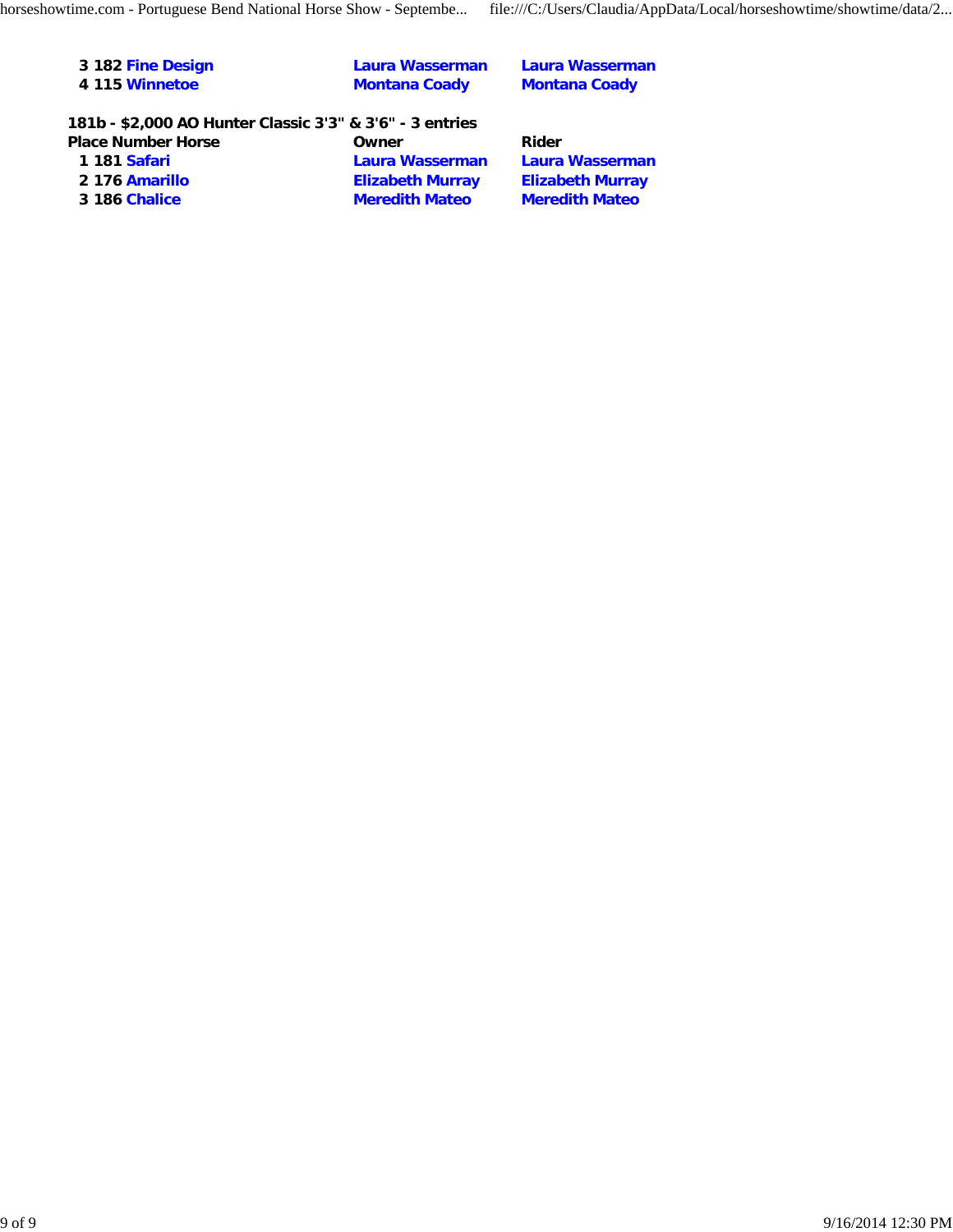| Place | Number | Horse | Owner | Rider |
|---|---|---|---|---|
| 3 | 182 | Fine Design | Laura Wasserman | Laura Wasserman |
| 4 | 115 | Winnetoe | Montana Coady | Montana Coady |

**181b - $2,000 AO Hunter Classic 3'3" & 3'6" - 3 entries**

| Place | Number | Horse | Owner | Rider |
|---|---|---|---|---|
| 1 | 181 | Safari | Laura Wasserman | Laura Wasserman |
| 2 | 176 | Amarillo | Elizabeth Murray | Elizabeth Murray |
| 3 | 186 | Chalice | Meredith Mateo | Meredith Mateo |